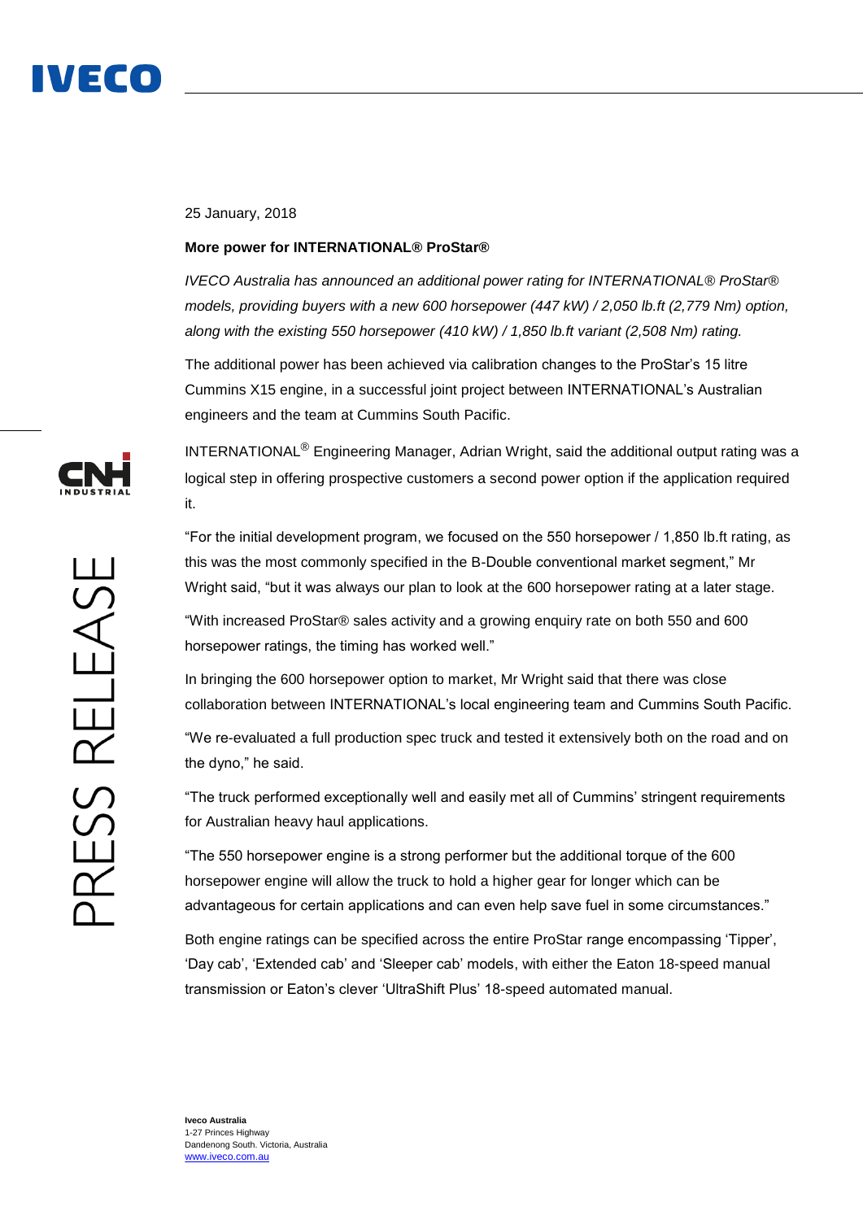25 January, 2018

**More power for INTERNATIONAL® ProStar®**

*IVECO Australia has announced an additional power rating for INTERNATIONAL® ProStar® models, providing buyers with a new 600 horsepower (447 kW) / 2,050 lb.ft (2,779 Nm) option, along with the existing 550 horsepower (410 kW) / 1,850 lb.ft variant (2,508 Nm) rating.*

The additional power has been achieved via calibration changes to the ProStar's 15 litre Cummins X15 engine, in a successful joint project between INTERNATIONAL's Australian engineers and the team at Cummins South Pacific.

INTERNATIONAL® Engineering Manager, Adrian Wright, said the additional output rating was a logical step in offering prospective customers a second power option if the application required it.

"For the initial development program, we focused on the 550 horsepower / 1,850 lb.ft rating, as this was the most commonly specified in the B-Double conventional market segment," Mr Wright said, "but it was always our plan to look at the 600 horsepower rating at a later stage.

"With increased ProStar® sales activity and a growing enquiry rate on both 550 and 600 horsepower ratings, the timing has worked well."

In bringing the 600 horsepower option to market, Mr Wright said that there was close collaboration between INTERNATIONAL's local engineering team and Cummins South Pacific.

"We re-evaluated a full production spec truck and tested it extensively both on the road and on the dyno," he said.

"The truck performed exceptionally well and easily met all of Cummins' stringent requirements for Australian heavy haul applications.

"The 550 horsepower engine is a strong performer but the additional torque of the 600 horsepower engine will allow the truck to hold a higher gear for longer which can be advantageous for certain applications and can even help save fuel in some circumstances."

Both engine ratings can be specified across the entire ProStar range encompassing 'Tipper', 'Day cab', 'Extended cab' and 'Sleeper cab' models, with either the Eaton 18-speed manual transmission or Eaton's clever 'UltraShift Plus' 18-speed automated manual.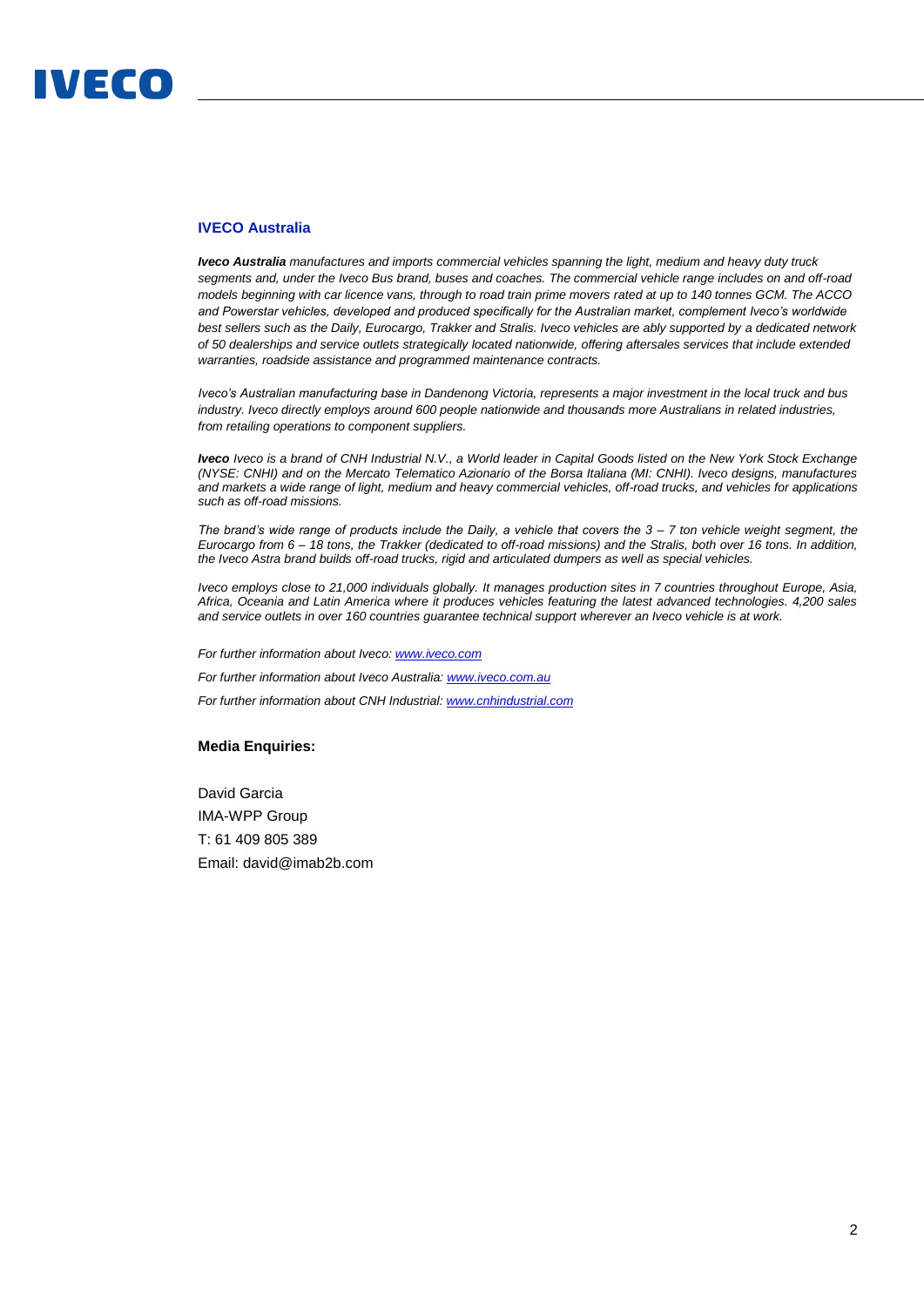## IVECO Australia

***Iveco Australia*** *manufactures and imports commercial vehicles spanning the light, medium and heavy duty truck segments and, under the Iveco Bus brand, buses and coaches. The commercial vehicle range includes on and off-road models beginning with car licence vans, through to road train prime movers rated at up to 140 tonnes GCM. The ACCO and Powerstar vehicles, developed and produced specifically for the Australian market, complement Iveco's worldwide best sellers such as the Daily, Eurocargo, Trakker and Stralis. Iveco vehicles are ably supported by a dedicated network of 50 dealerships and service outlets strategically located nationwide, offering aftersales services that include extended warranties, roadside assistance and programmed maintenance contracts.*

*Iveco's Australian manufacturing base in Dandenong Victoria, represents a major investment in the local truck and bus industry. Iveco directly employs around 600 people nationwide and thousands more Australians in related industries, from retailing operations to component suppliers.*

***Iveco*** *Iveco is a brand of CNH Industrial N.V., a World leader in Capital Goods listed on the New York Stock Exchange (NYSE: CNHI) and on the Mercato Telematico Azionario of the Borsa Italiana (MI: CNHI). Iveco designs, manufactures and markets a wide range of light, medium and heavy commercial vehicles, off-road trucks, and vehicles for applications such as off-road missions.*

*The brand's wide range of products include the Daily, a vehicle that covers the 3 – 7 ton vehicle weight segment, the Eurocargo from 6 – 18 tons, the Trakker (dedicated to off-road missions) and the Stralis, both over 16 tons. In addition, the Iveco Astra brand builds off-road trucks, rigid and articulated dumpers as well as special vehicles.*

*Iveco employs close to 21,000 individuals globally. It manages production sites in 7 countries throughout Europe, Asia, Africa, Oceania and Latin America where it produces vehicles featuring the latest advanced technologies. 4,200 sales and service outlets in over 160 countries guarantee technical support wherever an Iveco vehicle is at work.*

*For further information about Iveco: [www.iveco.com](http://www.iveco.com)*

*For further information about Iveco Australia: [www.iveco.com.au](http://www.iveco.com.au)*

*For further information about CNH Industrial: [www.cnhindustrial.com](http://www.cnhindustrial.com)*

**Media Enquiries:**

David Garcia
IMA-WPP Group
T: 61 409 805 389
Email: david@imab2b.com